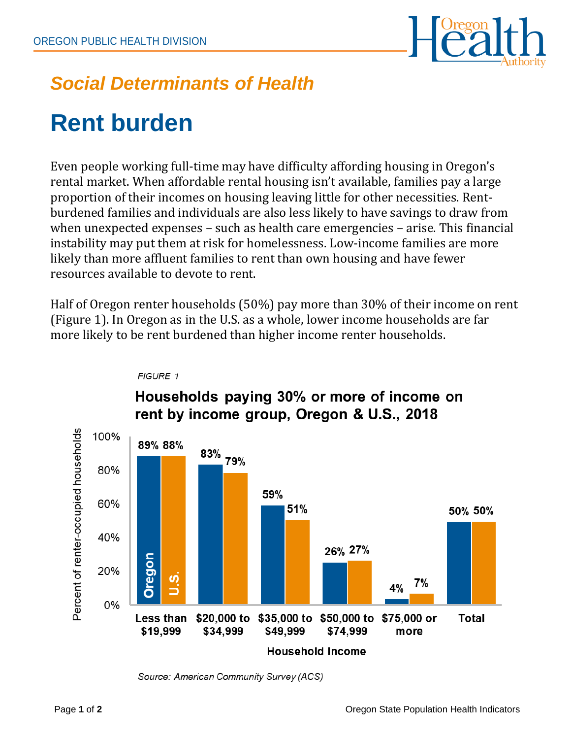*Social Determinants of Health*

# Rent burden

Even people working full-time may have difficulty affording housing in Oregon's rental market. When affordable rental housing isn't available, families pay a large proportion of their incomes on housing leaving little for other necessities. Rent-burdened families and individuals are also less likely to have savings to draw from when unexpected expenses – such as health care emergencies – arise. This financial instability may put them at risk for homelessness. Low-income families are more likely than more affluent families to rent than own housing and have fewer resources available to devote to rent.

Half of Oregon renter households (50%) pay more than 30% of their income on rent (Figure 1). In Oregon as in the U.S. as a whole, lower income households are far more likely to be rent burdened than higher income renter households.

*FIGURE 1*

**Households paying 30% or more of income on rent by income group, Oregon & U.S., 2018**

| Household Income | Oregon | U.S. |
|---|---|---|
| Less than $19,999 | 89% | 88% |
| $20,000 to $34,999 | 83% | 79% |
| $35,000 to $49,999 | 59% | 51% |
| $50,000 to $74,999 | 26% | 27% |
| $75,000 or more | 4% | 7% |
| Total | 50% | 50% |

*Source: American Community Survey (ACS)*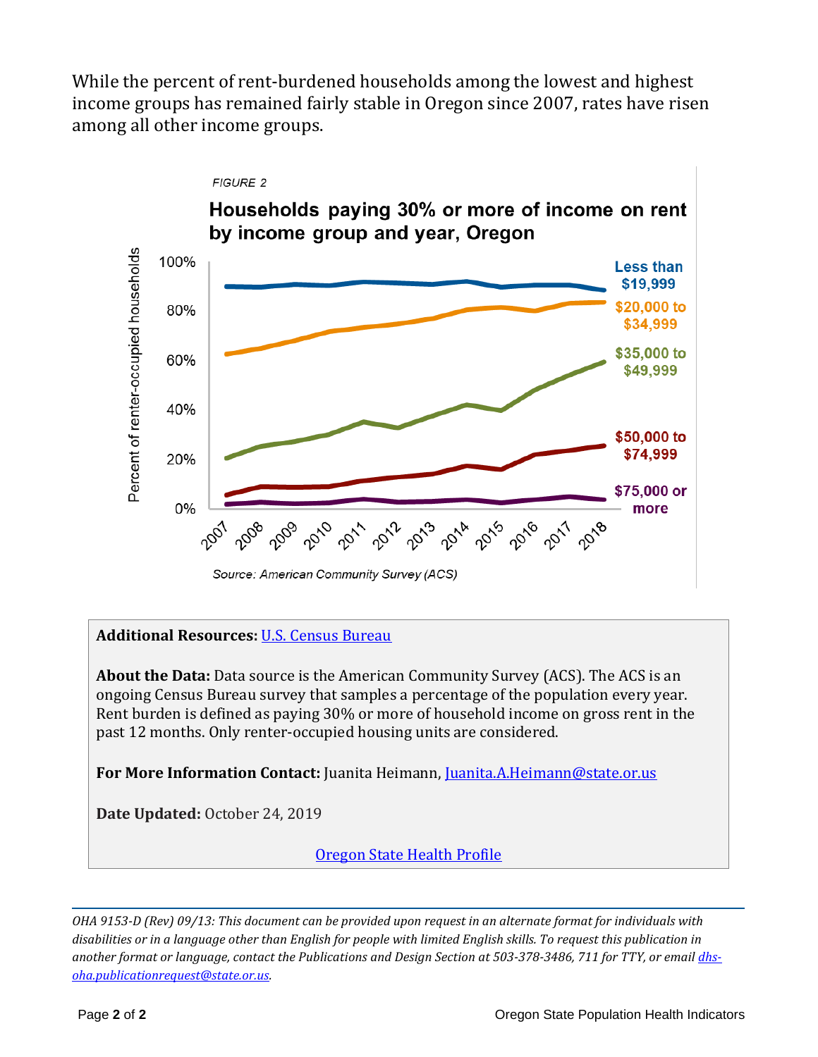While the percent of rent-burdened households among the lowest and highest income groups has remained fairly stable in Oregon since 2007, rates have risen among all other income groups.

FIGURE 2

**Households paying 30% or more of income on rent by income group and year, Oregon**

Percent of renter-occupied households

100%
80%
60%
40%
20%
0%

2007 2008 2009 2010 2011 2012 2013 2014 2015 2016 2017 2018

Less than $19,999
$20,000 to $34,999
$35,000 to $49,999
$50,000 to $74,999
$75,000 or more

Source: American Community Survey (ACS)

**Additional Resources:** U.S. Census Bureau

**About the Data:** Data source is the American Community Survey (ACS). The ACS is an ongoing Census Bureau survey that samples a percentage of the population every year. Rent burden is defined as paying 30% or more of household income on gross rent in the past 12 months. Only renter-occupied housing units are considered.

**For More Information Contact:** Juanita Heimann, Juanita.A.Heimann@state.or.us

**Date Updated:** October 24, 2019

Oregon State Health Profile

*OHA 9153-D (Rev) 09/13: This document can be provided upon request in an alternate format for individuals with disabilities or in a language other than English for people with limited English skills. To request this publication in another format or language, contact the Publications and Design Section at 503-378-3486, 711 for TTY, or email dhs-oha.publicationrequest@state.or.us.*